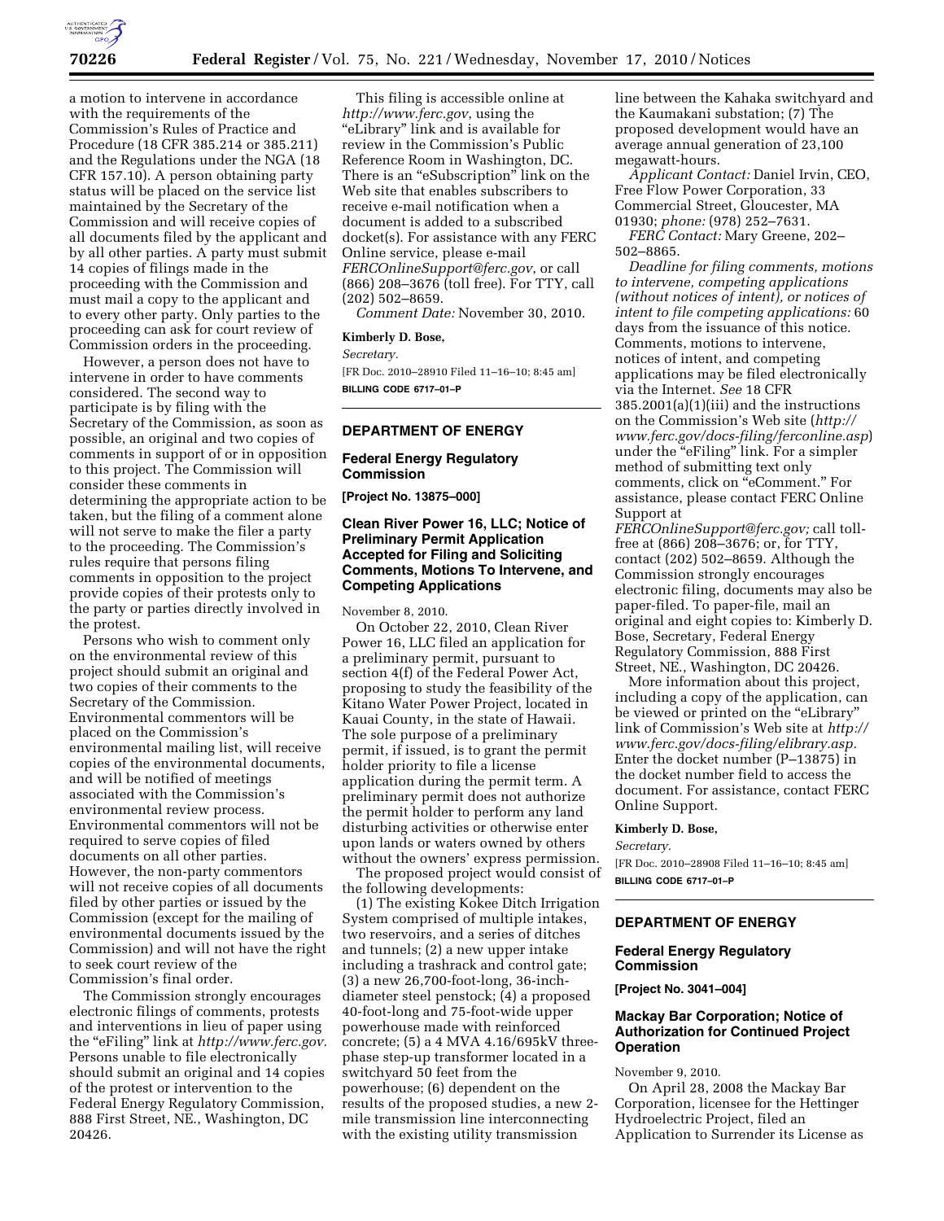a motion to intervene in accordance with the requirements of the Commission's Rules of Practice and Procedure (18 CFR 385.214 or 385.211) and the Regulations under the NGA (18 CFR 157.10). A person obtaining party status will be placed on the service list maintained by the Secretary of the Commission and will receive copies of all documents filed by the applicant and by all other parties. A party must submit 14 copies of filings made in the proceeding with the Commission and must mail a copy to the applicant and to every other party. Only parties to the proceeding can ask for court review of Commission orders in the proceeding.

However, a person does not have to intervene in order to have comments considered. The second way to participate is by filing with the Secretary of the Commission, as soon as possible, an original and two copies of comments in support of or in opposition to this project. The Commission will consider these comments in determining the appropriate action to be taken, but the filing of a comment alone will not serve to make the filer a party to the proceeding. The Commission's rules require that persons filing comments in opposition to the project provide copies of their protests only to the party or parties directly involved in the protest.

Persons who wish to comment only on the environmental review of this project should submit an original and two copies of their comments to the Secretary of the Commission. Environmental commentors will be placed on the Commission's environmental mailing list, will receive copies of the environmental documents, and will be notified of meetings associated with the Commission's environmental review process. Environmental commentors will not be required to serve copies of filed documents on all other parties. However, the non-party commentors will not receive copies of all documents filed by other parties or issued by the Commission (except for the mailing of environmental documents issued by the Commission) and will not have the right to seek court review of the Commission's final order.

The Commission strongly encourages electronic filings of comments, protests and interventions in lieu of paper using the "eFiling" link at *http://www.ferc.gov.* Persons unable to file electronically should submit an original and 14 copies of the protest or intervention to the Federal Energy Regulatory Commission, 888 First Street, NE., Washington, DC 20426.

This filing is accessible online at *http://www.ferc.gov*, using the "eLibrary" link and is available for review in the Commission's Public Reference Room in Washington, DC. There is an "eSubscription" link on the Web site that enables subscribers to receive e-mail notification when a document is added to a subscribed docket(s). For assistance with any FERC Online service, please e-mail *FERCOnlineSupport@ferc.gov*, or call (866) 208–3676 (toll free). For TTY, call (202) 502–8659.

*Comment Date:* November 30, 2010.

**Kimberly D. Bose,**

*Secretary.*

[FR Doc. 2010–28910 Filed 11–16–10; 8:45 am]

**BILLING CODE 6717–01–P**

## DEPARTMENT OF ENERGY

### Federal Energy Regulatory Commission

**[Project No. 13875–000]**

### Clean River Power 16, LLC; Notice of Preliminary Permit Application Accepted for Filing and Soliciting Comments, Motions To Intervene, and Competing Applications

November 8, 2010.

On October 22, 2010, Clean River Power 16, LLC filed an application for a preliminary permit, pursuant to section 4(f) of the Federal Power Act, proposing to study the feasibility of the Kitano Water Power Project, located in Kauai County, in the state of Hawaii. The sole purpose of a preliminary permit, if issued, is to grant the permit holder priority to file a license application during the permit term. A preliminary permit does not authorize the permit holder to perform any land disturbing activities or otherwise enter upon lands or waters owned by others without the owners' express permission.

The proposed project would consist of the following developments:

(1) The existing Kokee Ditch Irrigation System comprised of multiple intakes, two reservoirs, and a series of ditches and tunnels; (2) a new upper intake including a trashrack and control gate; (3) a new 26,700-foot-long, 36-inch-diameter steel penstock; (4) a proposed 40-foot-long and 75-foot-wide upper powerhouse made with reinforced concrete; (5) a 4 MVA 4.16/695kV three-phase step-up transformer located in a switchyard 50 feet from the powerhouse; (6) dependent on the results of the proposed studies, a new 2-mile transmission line interconnecting with the existing utility transmission line between the Kahaka switchyard and the Kaumakani substation; (7) The proposed development would have an average annual generation of 23,100 megawatt-hours.

*Applicant Contact:* Daniel Irvin, CEO, Free Flow Power Corporation, 33 Commercial Street, Gloucester, MA 01930; *phone:* (978) 252–7631.

*FERC Contact:* Mary Greene, 202–502–8865.

*Deadline for filing comments, motions to intervene, competing applications (without notices of intent), or notices of intent to file competing applications:* 60 days from the issuance of this notice. Comments, motions to intervene, notices of intent, and competing applications may be filed electronically via the Internet. *See* 18 CFR 385.2001(a)(1)(iii) and the instructions on the Commission's Web site (*http://www.ferc.gov/docs-filing/ferconline.asp*) under the "eFiling" link. For a simpler method of submitting text only comments, click on "eComment." For assistance, please contact FERC Online Support at *FERCOnlineSupport@ferc.gov;* call toll-free at (866) 208–3676; or, for TTY, contact (202) 502–8659. Although the Commission strongly encourages electronic filing, documents may also be paper-filed. To paper-file, mail an original and eight copies to: Kimberly D. Bose, Secretary, Federal Energy Regulatory Commission, 888 First Street, NE., Washington, DC 20426.

More information about this project, including a copy of the application, can be viewed or printed on the "eLibrary" link of Commission's Web site at *http://www.ferc.gov/docs-filing/elibrary.asp.* Enter the docket number (P–13875) in the docket number field to access the document. For assistance, contact FERC Online Support.

**Kimberly D. Bose,**

*Secretary.*

[FR Doc. 2010–28908 Filed 11–16–10; 8:45 am]

**BILLING CODE 6717–01–P**

## DEPARTMENT OF ENERGY

### Federal Energy Regulatory Commission

**[Project No. 3041–004]**

### Mackay Bar Corporation; Notice of Authorization for Continued Project Operation

November 9, 2010.

On April 28, 2008 the Mackay Bar Corporation, licensee for the Hettinger Hydroelectric Project, filed an Application to Surrender its License as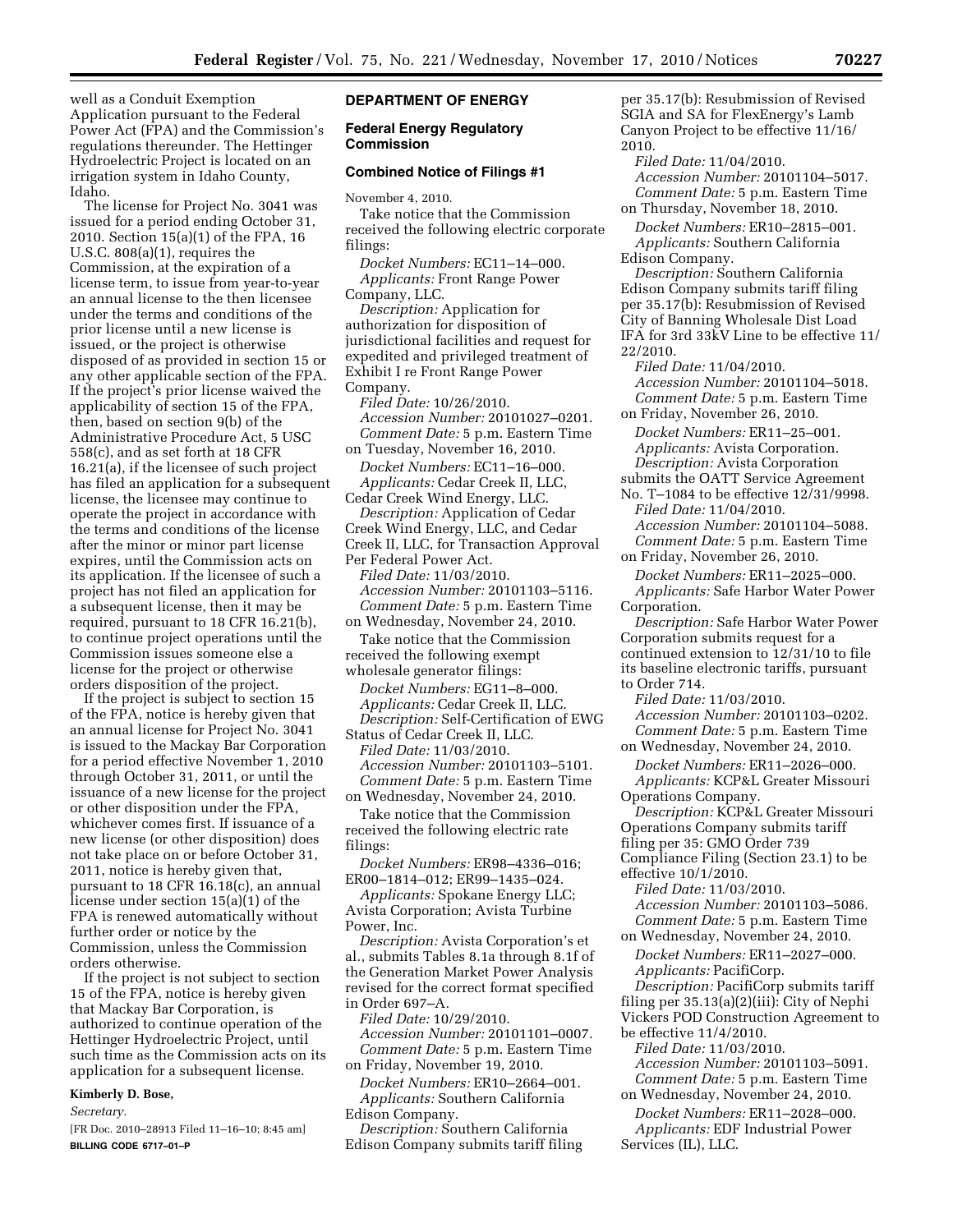well as a Conduit Exemption Application pursuant to the Federal Power Act (FPA) and the Commission's regulations thereunder. The Hettinger Hydroelectric Project is located on an irrigation system in Idaho County, Idaho.

The license for Project No. 3041 was issued for a period ending October 31, 2010. Section 15(a)(1) of the FPA, 16 U.S.C. 808(a)(1), requires the Commission, at the expiration of a license term, to issue from year-to-year an annual license to the then licensee under the terms and conditions of the prior license until a new license is issued, or the project is otherwise disposed of as provided in section 15 or any other applicable section of the FPA. If the project's prior license waived the applicability of section 15 of the FPA, then, based on section 9(b) of the Administrative Procedure Act, 5 USC 558(c), and as set forth at 18 CFR 16.21(a), if the licensee of such project has filed an application for a subsequent license, the licensee may continue to operate the project in accordance with the terms and conditions of the license after the minor or minor part license expires, until the Commission acts on its application. If the licensee of such a project has not filed an application for a subsequent license, then it may be required, pursuant to 18 CFR 16.21(b), to continue project operations until the Commission issues someone else a license for the project or otherwise orders disposition of the project.

If the project is subject to section 15 of the FPA, notice is hereby given that an annual license for Project No. 3041 is issued to the Mackay Bar Corporation for a period effective November 1, 2010 through October 31, 2011, or until the issuance of a new license for the project or other disposition under the FPA, whichever comes first. If issuance of a new license (or other disposition) does not take place on or before October 31, 2011, notice is hereby given that, pursuant to 18 CFR 16.18(c), an annual license under section 15(a)(1) of the FPA is renewed automatically without further order or notice by the Commission, unless the Commission orders otherwise.

If the project is not subject to section 15 of the FPA, notice is hereby given that Mackay Bar Corporation, is authorized to continue operation of the Hettinger Hydroelectric Project, until such time as the Commission acts on its application for a subsequent license.

**Kimberly D. Bose,**

*Secretary.*

[FR Doc. 2010–28913 Filed 11–16–10; 8:45 am]

**BILLING CODE 6717–01–P**

## DEPARTMENT OF ENERGY

### Federal Energy Regulatory Commission

### Combined Notice of Filings #1

November 4, 2010.

Take notice that the Commission received the following electric corporate filings:

*Docket Numbers:* EC11–14–000.
*Applicants:* Front Range Power Company, LLC.
*Description:* Application for authorization for disposition of jurisdictional facilities and request for expedited and privileged treatment of Exhibit I re Front Range Power Company.
*Filed Date:* 10/26/2010.
*Accession Number:* 20101027–0201.
*Comment Date:* 5 p.m. Eastern Time on Tuesday, November 16, 2010.

*Docket Numbers:* EC11–16–000.
*Applicants:* Cedar Creek II, LLC, Cedar Creek Wind Energy, LLC.
*Description:* Application of Cedar Creek Wind Energy, LLC, and Cedar Creek II, LLC, for Transaction Approval Per Federal Power Act.
*Filed Date:* 11/03/2010.
*Accession Number:* 20101103–5116.
*Comment Date:* 5 p.m. Eastern Time on Wednesday, November 24, 2010.

Take notice that the Commission received the following exempt wholesale generator filings:

*Docket Numbers:* EG11–8–000.
*Applicants:* Cedar Creek II, LLC.
*Description:* Self-Certification of EWG Status of Cedar Creek II, LLC.
*Filed Date:* 11/03/2010.
*Accession Number:* 20101103–5101.
*Comment Date:* 5 p.m. Eastern Time on Wednesday, November 24, 2010.

Take notice that the Commission received the following electric rate filings:

*Docket Numbers:* ER98–4336–016; ER00–1814–012; ER99–1435–024.
*Applicants:* Spokane Energy LLC; Avista Corporation; Avista Turbine Power, Inc.
*Description:* Avista Corporation's et al., submits Tables 8.1a through 8.1f of the Generation Market Power Analysis revised for the correct format specified in Order 697–A.
*Filed Date:* 10/29/2010.
*Accession Number:* 20101101–0007.
*Comment Date:* 5 p.m. Eastern Time on Friday, November 19, 2010.

*Docket Numbers:* ER10–2664–001.
*Applicants:* Southern California Edison Company.
*Description:* Southern California Edison Company submits tariff filing per 35.17(b): Resubmission of Revised SGIA and SA for FlexEnergy's Lamb Canyon Project to be effective 11/16/2010.
*Filed Date:* 11/04/2010.
*Accession Number:* 20101104–5017.
*Comment Date:* 5 p.m. Eastern Time on Thursday, November 18, 2010.

*Docket Numbers:* ER10–2815–001.
*Applicants:* Southern California Edison Company.
*Description:* Southern California Edison Company submits tariff filing per 35.17(b): Resubmission of Revised City of Banning Wholesale Dist Load IFA for 3rd 33kV Line to be effective 11/22/2010.
*Filed Date:* 11/04/2010.
*Accession Number:* 20101104–5018.
*Comment Date:* 5 p.m. Eastern Time on Friday, November 26, 2010.

*Docket Numbers:* ER11–25–001.
*Applicants:* Avista Corporation.
*Description:* Avista Corporation submits the OATT Service Agreement No. T–1084 to be effective 12/31/9998.
*Filed Date:* 11/04/2010.
*Accession Number:* 20101104–5088.
*Comment Date:* 5 p.m. Eastern Time on Friday, November 26, 2010.

*Docket Numbers:* ER11–2025–000.
*Applicants:* Safe Harbor Water Power Corporation.
*Description:* Safe Harbor Water Power Corporation submits request for a continued extension to 12/31/10 to file its baseline electronic tariffs, pursuant to Order 714.
*Filed Date:* 11/03/2010.
*Accession Number:* 20101103–0202.
*Comment Date:* 5 p.m. Eastern Time on Wednesday, November 24, 2010.

*Docket Numbers:* ER11–2026–000.
*Applicants:* KCP&L Greater Missouri Operations Company.
*Description:* KCP&L Greater Missouri Operations Company submits tariff filing per 35: GMO Order 739 Compliance Filing (Section 23.1) to be effective 10/1/2010.
*Filed Date:* 11/03/2010.
*Accession Number:* 20101103–5086.
*Comment Date:* 5 p.m. Eastern Time on Wednesday, November 24, 2010.

*Docket Numbers:* ER11–2027–000.
*Applicants:* PacifiCorp.
*Description:* PacifiCorp submits tariff filing per 35.13(a)(2)(iii): City of Nephi Vickers POD Construction Agreement to be effective 11/4/2010.
*Filed Date:* 11/03/2010.
*Accession Number:* 20101103–5091.
*Comment Date:* 5 p.m. Eastern Time on Wednesday, November 24, 2010.

*Docket Numbers:* ER11–2028–000.
*Applicants:* EDF Industrial Power Services (IL), LLC.